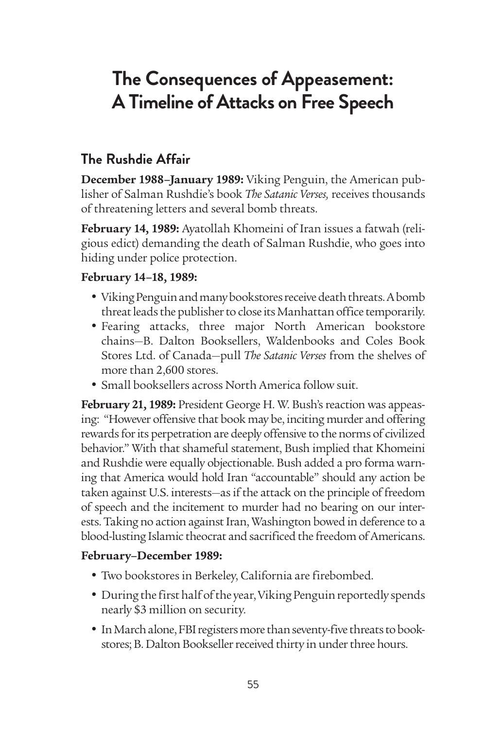# The Consequences of Appeasement: A Timeline of Attacks on Free Speech

## The Rushdie Affair

**December 1988–January 1989:** Viking Penguin, the American publisher of Salman Rushdie's book *The Satanic Verses,* receives thousands of threatening letters and several bomb threats.

**February 14, 1989:** Ayatollah Khomeini of Iran issues a fatwah (religious edict) demanding the death of Salman Rushdie, who goes into hiding under police protection.

**February 14–18, 1989:**

- Viking Penguin and many bookstores receive death threats. A bomb threat leads the publisher to close its Manhattan office temporarily.
- Fearing attacks, three major North American bookstore chains—B. Dalton Booksellers, Waldenbooks and Coles Book Stores Ltd. of Canada—pull *The Satanic Verses* from the shelves of more than 2,600 stores.
- Small booksellers across North America follow suit.

**February 21, 1989:** President George H. W. Bush's reaction was appeasing: "However offensive that book may be, inciting murder and offering rewards for its perpetration are deeply offensive to the norms of civilized behavior." With that shameful statement, Bush implied that Khomeini and Rushdie were equally objectionable. Bush added a pro forma warning that America would hold Iran "accountable" should any action be taken against U.S. interests—as if the attack on the principle of freedom of speech and the incitement to murder had no bearing on our interests. Taking no action against Iran, Washington bowed in deference to a blood-lusting Islamic theocrat and sacrificed the freedom of Americans.

**February–December 1989:**

- Two bookstores in Berkeley, California are firebombed.
- During the first half of the year, Viking Penguin reportedly spends nearly $3 million on security.
- In March alone, FBI registers more than seventy-five threats to bookstores; B. Dalton Bookseller received thirty in under three hours.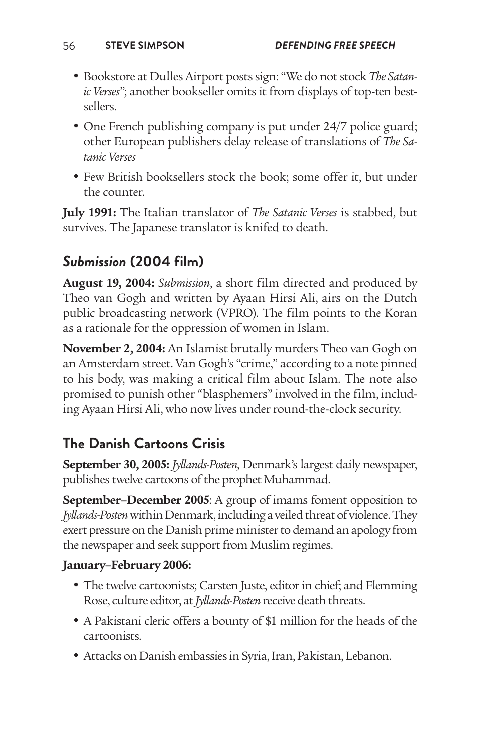- Bookstore at Dulles Airport posts sign: "We do not stock *The Satanic Verses*"; another bookseller omits it from displays of top-ten bestsellers.
- One French publishing company is put under 24/7 police guard; other European publishers delay release of translations of *The Satanic Verses*
- Few British booksellers stock the book; some offer it, but under the counter.

**July 1991:** The Italian translator of *The Satanic Verses* is stabbed, but survives. The Japanese translator is knifed to death.

## *Submission* (2004 film)

**August 19, 2004:** *Submission*, a short film directed and produced by Theo van Gogh and written by Ayaan Hirsi Ali, airs on the Dutch public broadcasting network (VPRO). The film points to the Koran as a rationale for the oppression of women in Islam.

**November 2, 2004:** An Islamist brutally murders Theo van Gogh on an Amsterdam street. Van Gogh's "crime," according to a note pinned to his body, was making a critical film about Islam. The note also promised to punish other "blasphemers" involved in the film, including Ayaan Hirsi Ali, who now lives under round-the-clock security.

## The Danish Cartoons Crisis

**September 30, 2005:** *Jyllands-Posten,* Denmark's largest daily newspaper, publishes twelve cartoons of the prophet Muhammad.

**September–December 2005**: A group of imams foment opposition to *Jyllands-Posten* within Denmark, including a veiled threat of violence. They exert pressure on the Danish prime minister to demand an apology from the newspaper and seek support from Muslim regimes.

**January–February 2006:**

- The twelve cartoonists; Carsten Juste, editor in chief; and Flemming Rose, culture editor, at *Jyllands-Posten* receive death threats.
- A Pakistani cleric offers a bounty of $1 million for the heads of the cartoonists.
- Attacks on Danish embassies in Syria, Iran, Pakistan, Lebanon.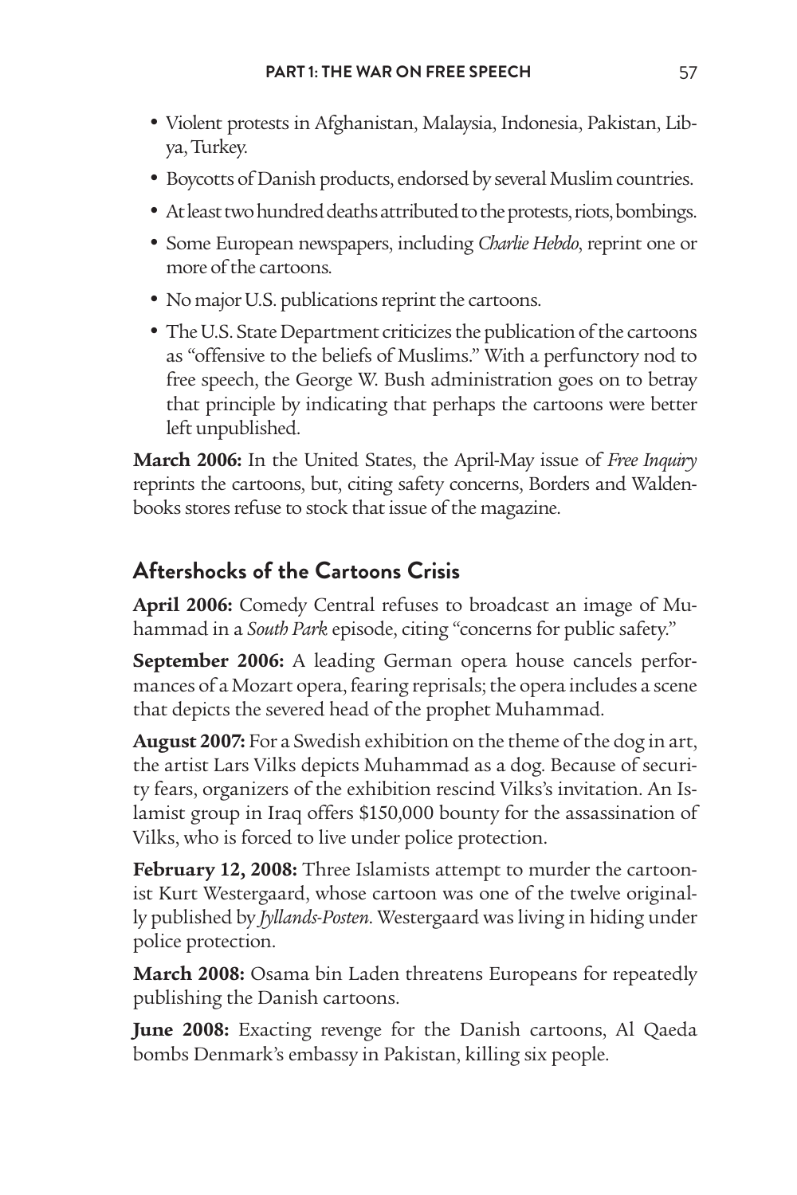- Violent protests in Afghanistan, Malaysia, Indonesia, Pakistan, Libya, Turkey.
- Boycotts of Danish products, endorsed by several Muslim countries.
- At least two hundred deaths attributed to the protests, riots, bombings.
- Some European newspapers, including *Charlie Hebdo*, reprint one or more of the cartoons.
- No major U.S. publications reprint the cartoons.
- The U.S. State Department criticizes the publication of the cartoons as "offensive to the beliefs of Muslims." With a perfunctory nod to free speech, the George W. Bush administration goes on to betray that principle by indicating that perhaps the cartoons were better left unpublished.

**March 2006:** In the United States, the April-May issue of *Free Inquiry* reprints the cartoons, but, citing safety concerns, Borders and Waldenbooks stores refuse to stock that issue of the magazine.

## Aftershocks of the Cartoons Crisis

**April 2006:** Comedy Central refuses to broadcast an image of Muhammad in a *South Park* episode, citing "concerns for public safety."

**September 2006:** A leading German opera house cancels performances of a Mozart opera, fearing reprisals; the opera includes a scene that depicts the severed head of the prophet Muhammad.

**August 2007:** For a Swedish exhibition on the theme of the dog in art, the artist Lars Vilks depicts Muhammad as a dog. Because of security fears, organizers of the exhibition rescind Vilks's invitation. An Islamist group in Iraq offers $150,000 bounty for the assassination of Vilks, who is forced to live under police protection.

**February 12, 2008:** Three Islamists attempt to murder the cartoonist Kurt Westergaard, whose cartoon was one of the twelve originally published by *Jyllands-Posten*. Westergaard was living in hiding under police protection.

**March 2008:** Osama bin Laden threatens Europeans for repeatedly publishing the Danish cartoons.

**June 2008:** Exacting revenge for the Danish cartoons, Al Qaeda bombs Denmark's embassy in Pakistan, killing six people.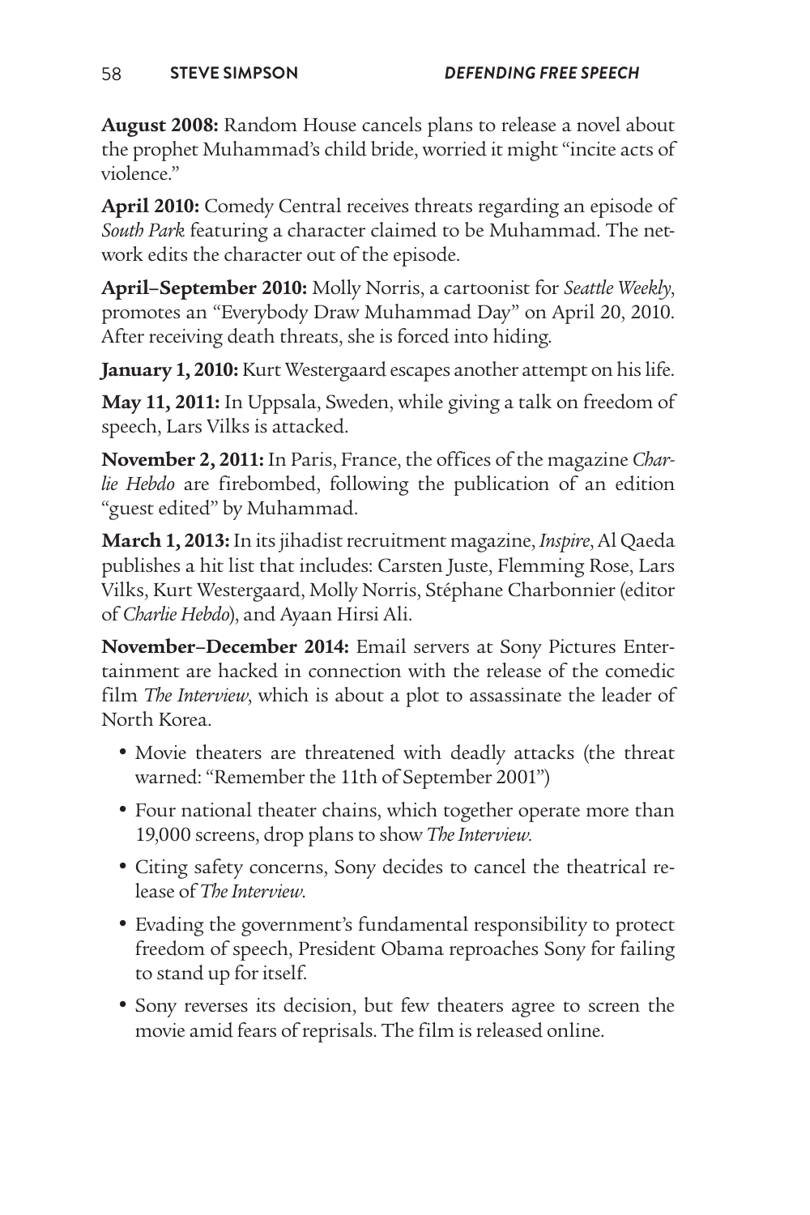**August 2008:** Random House cancels plans to release a novel about the prophet Muhammad's child bride, worried it might "incite acts of violence."

**April 2010:** Comedy Central receives threats regarding an episode of *South Park* featuring a character claimed to be Muhammad. The network edits the character out of the episode.

**April–September 2010:** Molly Norris, a cartoonist for *Seattle Weekly*, promotes an "Everybody Draw Muhammad Day" on April 20, 2010. After receiving death threats, she is forced into hiding.

**January 1, 2010:** Kurt Westergaard escapes another attempt on his life.

**May 11, 2011:** In Uppsala, Sweden, while giving a talk on freedom of speech, Lars Vilks is attacked.

**November 2, 2011:** In Paris, France, the offices of the magazine *Charlie Hebdo* are firebombed, following the publication of an edition "guest edited" by Muhammad.

**March 1, 2013:** In its jihadist recruitment magazine, *Inspire*, Al Qaeda publishes a hit list that includes: Carsten Juste, Flemming Rose, Lars Vilks, Kurt Westergaard, Molly Norris, Stéphane Charbonnier (editor of *Charlie Hebdo*), and Ayaan Hirsi Ali.

**November–December 2014:** Email servers at Sony Pictures Entertainment are hacked in connection with the release of the comedic film *The Interview*, which is about a plot to assassinate the leader of North Korea.

- Movie theaters are threatened with deadly attacks (the threat warned: "Remember the 11th of September 2001")
- Four national theater chains, which together operate more than 19,000 screens, drop plans to show *The Interview*.
- Citing safety concerns, Sony decides to cancel the theatrical release of *The Interview*.
- Evading the government's fundamental responsibility to protect freedom of speech, President Obama reproaches Sony for failing to stand up for itself.
- Sony reverses its decision, but few theaters agree to screen the movie amid fears of reprisals. The film is released online.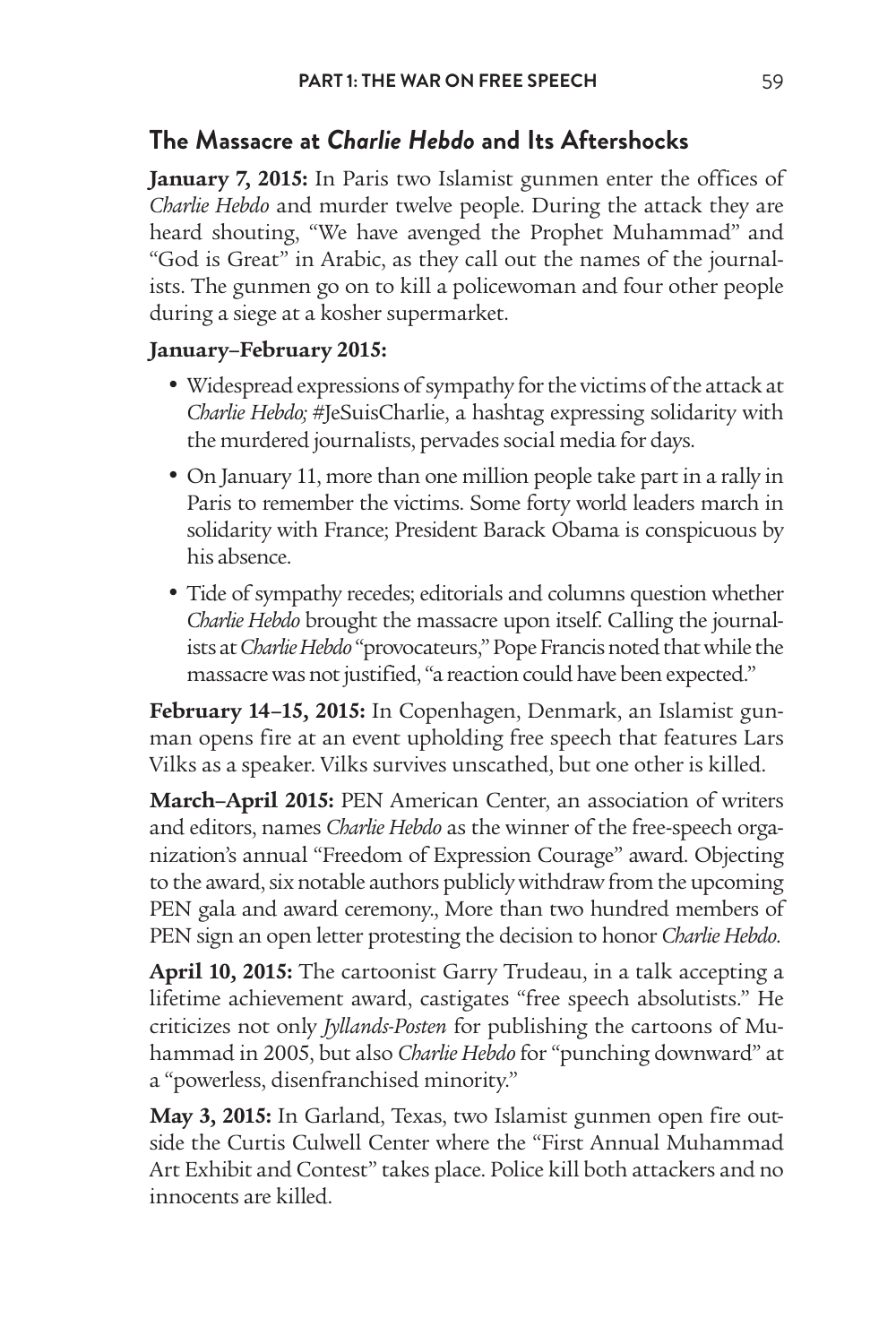## The Massacre at *Charlie Hebdo* and Its Aftershocks

**January 7, 2015:** In Paris two Islamist gunmen enter the offices of *Charlie Hebdo* and murder twelve people. During the attack they are heard shouting, "We have avenged the Prophet Muhammad" and "God is Great" in Arabic, as they call out the names of the journalists. The gunmen go on to kill a policewoman and four other people during a siege at a kosher supermarket.

**January–February 2015:**

- Widespread expressions of sympathy for the victims of the attack at *Charlie Hebdo;* #JeSuisCharlie, a hashtag expressing solidarity with the murdered journalists, pervades social media for days.
- On January 11, more than one million people take part in a rally in Paris to remember the victims. Some forty world leaders march in solidarity with France; President Barack Obama is conspicuous by his absence.
- Tide of sympathy recedes; editorials and columns question whether *Charlie Hebdo* brought the massacre upon itself. Calling the journalists at *Charlie Hebdo* "provocateurs," Pope Francis noted that while the massacre was not justified, "a reaction could have been expected."

**February 14–15, 2015:** In Copenhagen, Denmark, an Islamist gunman opens fire at an event upholding free speech that features Lars Vilks as a speaker. Vilks survives unscathed, but one other is killed.

**March–April 2015:** PEN American Center, an association of writers and editors, names *Charlie Hebdo* as the winner of the free-speech organization's annual "Freedom of Expression Courage" award. Objecting to the award, six notable authors publicly withdraw from the upcoming PEN gala and award ceremony., More than two hundred members of PEN sign an open letter protesting the decision to honor *Charlie Hebdo.*

**April 10, 2015:** The cartoonist Garry Trudeau, in a talk accepting a lifetime achievement award, castigates "free speech absolutists." He criticizes not only *Jyllands-Posten* for publishing the cartoons of Muhammad in 2005, but also *Charlie Hebdo* for "punching downward" at a "powerless, disenfranchised minority."

**May 3, 2015:** In Garland, Texas, two Islamist gunmen open fire outside the Curtis Culwell Center where the "First Annual Muhammad Art Exhibit and Contest" takes place. Police kill both attackers and no innocents are killed.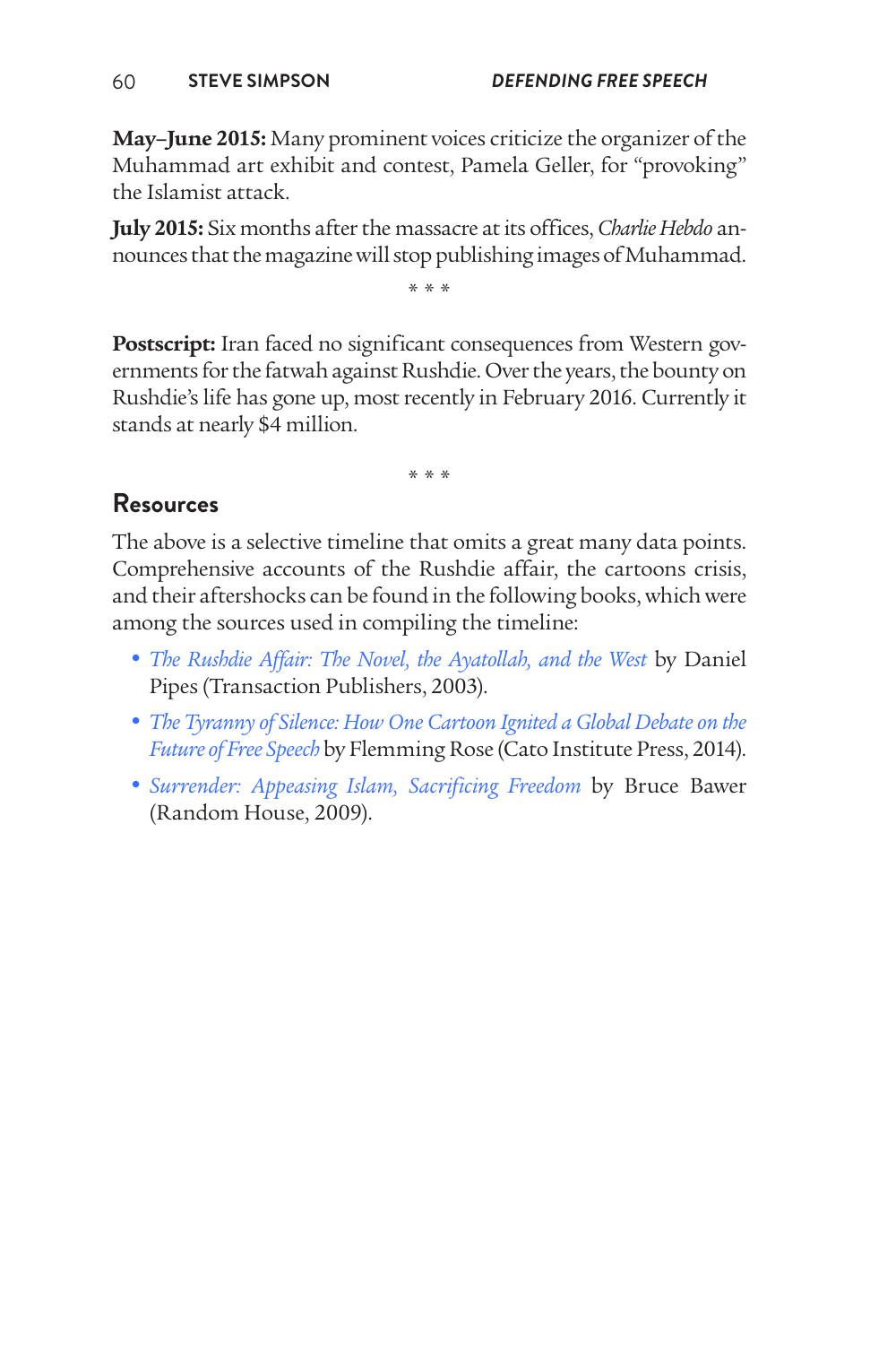**May–June 2015:** Many prominent voices criticize the organizer of the Muhammad art exhibit and contest, Pamela Geller, for "provoking" the Islamist attack.

**July 2015:** Six months after the massacre at its offices, *Charlie Hebdo* announces that the magazine will stop publishing images of Muhammad.

\* \* \*

**Postscript:** Iran faced no significant consequences from Western governments for the fatwah against Rushdie. Over the years, the bounty on Rushdie's life has gone up, most recently in February 2016. Currently it stands at nearly $4 million.

\* \* \*

## Resources

The above is a selective timeline that omits a great many data points. Comprehensive accounts of the Rushdie affair, the cartoons crisis, and their aftershocks can be found in the following books, which were among the sources used in compiling the timeline:

- *The Rushdie Affair: The Novel, the Ayatollah, and the West* by Daniel Pipes (Transaction Publishers, 2003).
- *The Tyranny of Silence: How One Cartoon Ignited a Global Debate on the Future of Free Speech* by Flemming Rose (Cato Institute Press, 2014).
- *Surrender: Appeasing Islam, Sacrificing Freedom* by Bruce Bawer (Random House, 2009).